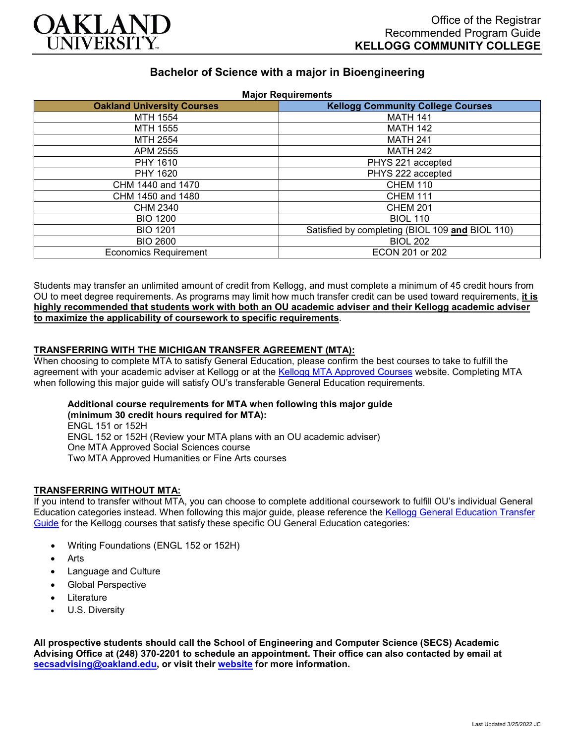OAKLAND UNIVERSITY

Office of the Registrar
Recommended Program Guide
**KELLOGG COMMUNITY COLLEGE**

## Bachelor of Science with a major in Bioengineering

**Major Requirements**

| Oakland University Courses | Kellogg Community College Courses |
|---|---|
| MTH 1554 | MATH 141 |
| MTH 1555 | MATH 142 |
| MTH 2554 | MATH 241 |
| APM 2555 | MATH 242 |
| PHY 1610 | PHYS 221 accepted |
| PHY 1620 | PHYS 222 accepted |
| CHM 1440 and 1470 | CHEM 110 |
| CHM 1450 and 1480 | CHEM 111 |
| CHM 2340 | CHEM 201 |
| BIO 1200 | BIOL 110 |
| BIO 1201 | Satisfied by completing (BIOL 109 **and** BIOL 110) |
| BIO 2600 | BIOL 202 |
| Economics Requirement | ECON 201 or 202 |

Students may transfer an unlimited amount of credit from Kellogg, and must complete a minimum of 45 credit hours from OU to meet degree requirements. As programs may limit how much transfer credit can be used toward requirements, **it is highly recommended that students work with both an OU academic adviser and their Kellogg academic adviser to maximize the applicability of coursework to specific requirements**.

### TRANSFERRING WITH THE MICHIGAN TRANSFER AGREEMENT (MTA):

When choosing to complete MTA to satisfy General Education, please confirm the best courses to take to fulfill the agreement with your academic adviser at Kellogg or at the Kellogg MTA Approved Courses website. Completing MTA when following this major guide will satisfy OU's transferable General Education requirements.

**Additional course requirements for MTA when following this major guide (minimum 30 credit hours required for MTA):**
ENGL 151 or 152H
ENGL 152 or 152H (Review your MTA plans with an OU academic adviser)
One MTA Approved Social Sciences course
Two MTA Approved Humanities or Fine Arts courses

### TRANSFERRING WITHOUT MTA:

If you intend to transfer without MTA, you can choose to complete additional coursework to fulfill OU's individual General Education categories instead. When following this major guide, please reference the Kellogg General Education Transfer Guide for the Kellogg courses that satisfy these specific OU General Education categories:

- Writing Foundations (ENGL 152 or 152H)
- Arts
- Language and Culture
- Global Perspective
- Literature
- U.S. Diversity

**All prospective students should call the School of Engineering and Computer Science (SECS) Academic Advising Office at (248) 370-2201 to schedule an appointment. Their office can also contacted by email at secsadvising@oakland.edu, or visit their website for more information.**

Last Updated 3/25/2022 JC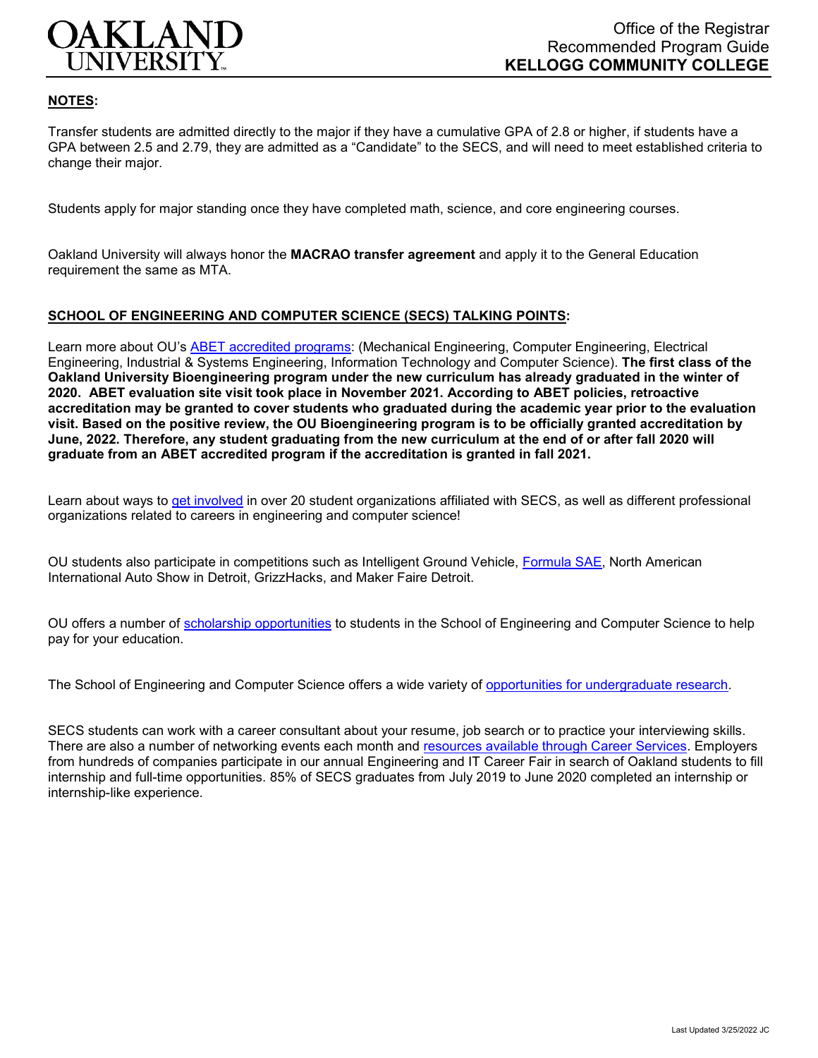**NOTES:**

Transfer students are admitted directly to the major if they have a cumulative GPA of 2.8 or higher, if students have a GPA between 2.5 and 2.79, they are admitted as a "Candidate" to the SECS, and will need to meet established criteria to change their major.

Students apply for major standing once they have completed math, science, and core engineering courses.

Oakland University will always honor the **MACRAO transfer agreement** and apply it to the General Education requirement the same as MTA.

**SCHOOL OF ENGINEERING AND COMPUTER SCIENCE (SECS) TALKING POINTS:**

Learn more about OU's ABET accredited programs: (Mechanical Engineering, Computer Engineering, Electrical Engineering, Industrial & Systems Engineering, Information Technology and Computer Science). **The first class of the Oakland University Bioengineering program under the new curriculum has already graduated in the winter of 2020. ABET evaluation site visit took place in November 2021. According to ABET policies, retroactive accreditation may be granted to cover students who graduated during the academic year prior to the evaluation visit. Based on the positive review, the OU Bioengineering program is to be officially granted accreditation by June, 2022. Therefore, any student graduating from the new curriculum at the end of or after fall 2020 will graduate from an ABET accredited program if the accreditation is granted in fall 2021.**

Learn about ways to get involved in over 20 student organizations affiliated with SECS, as well as different professional organizations related to careers in engineering and computer science!

OU students also participate in competitions such as Intelligent Ground Vehicle, Formula SAE, North American International Auto Show in Detroit, GrizzHacks, and Maker Faire Detroit.

OU offers a number of scholarship opportunities to students in the School of Engineering and Computer Science to help pay for your education.

The School of Engineering and Computer Science offers a wide variety of opportunities for undergraduate research.

SECS students can work with a career consultant about your resume, job search or to practice your interviewing skills. There are also a number of networking events each month and resources available through Career Services. Employers from hundreds of companies participate in our annual Engineering and IT Career Fair in search of Oakland students to fill internship and full-time opportunities. 85% of SECS graduates from July 2019 to June 2020 completed an internship or internship-like experience.

Last Updated 3/25/2022 JC